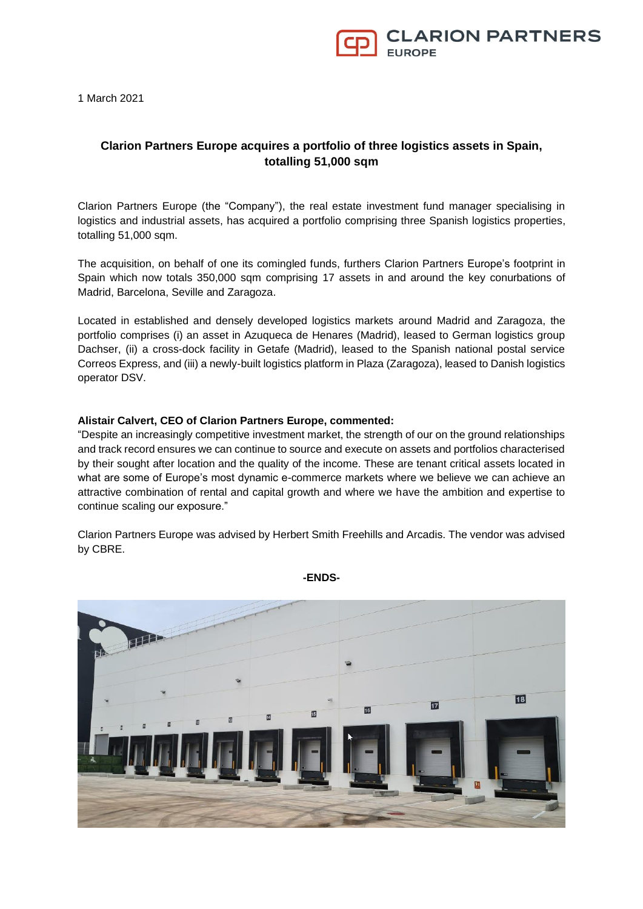1 March 2021

## Clarion Partners Europe acquires a portfolio of three logistics assets in Spain, totalling 51,000 sqm

Clarion Partners Europe (the "Company"), the real estate investment fund manager specialising in logistics and industrial assets, has acquired a portfolio comprising three Spanish logistics properties, totalling 51,000 sqm.

The acquisition, on behalf of one its comingled funds, furthers Clarion Partners Europe's footprint in Spain which now totals 350,000 sqm comprising 17 assets in and around the key conurbations of Madrid, Barcelona, Seville and Zaragoza.

Located in established and densely developed logistics markets around Madrid and Zaragoza, the portfolio comprises (i) an asset in Azuqueca de Henares (Madrid), leased to German logistics group Dachser, (ii) a cross-dock facility in Getafe (Madrid), leased to the Spanish national postal service Correos Express, and (iii) a newly-built logistics platform in Plaza (Zaragoza), leased to Danish logistics operator DSV.

**Alistair Calvert, CEO of Clarion Partners Europe, commented:**
"Despite an increasingly competitive investment market, the strength of our on the ground relationships and track record ensures we can continue to source and execute on assets and portfolios characterised by their sought after location and the quality of the income. These are tenant critical assets located in what are some of Europe's most dynamic e-commerce markets where we believe we can achieve an attractive combination of rental and capital growth and where we have the ambition and expertise to continue scaling our exposure."

Clarion Partners Europe was advised by Herbert Smith Freehills and Arcadis. The vendor was advised by CBRE.

**-ENDS-**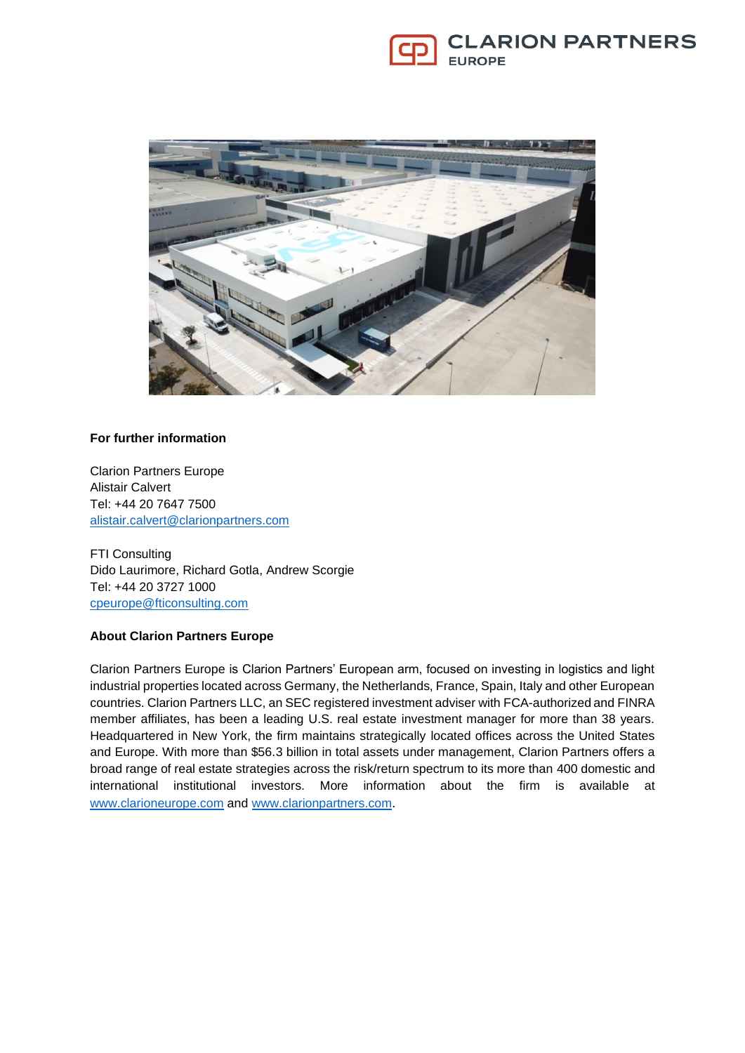**For further information**

Clarion Partners Europe
Alistair Calvert
Tel: +44 20 7647 7500
alistair.calvert@clarionpartners.com

FTI Consulting
Dido Laurimore, Richard Gotla, Andrew Scorgie
Tel: +44 20 3727 1000
cpeurope@fticonsulting.com

**About Clarion Partners Europe**

Clarion Partners Europe is Clarion Partners' European arm, focused on investing in logistics and light industrial properties located across Germany, the Netherlands, France, Spain, Italy and other European countries. Clarion Partners LLC, an SEC registered investment adviser with FCA-authorized and FINRA member affiliates, has been a leading U.S. real estate investment manager for more than 38 years. Headquartered in New York, the firm maintains strategically located offices across the United States and Europe. With more than $56.3 billion in total assets under management, Clarion Partners offers a broad range of real estate strategies across the risk/return spectrum to its more than 400 domestic and international institutional investors. More information about the firm is available at www.clarioneurope.com and www.clarionpartners.com.